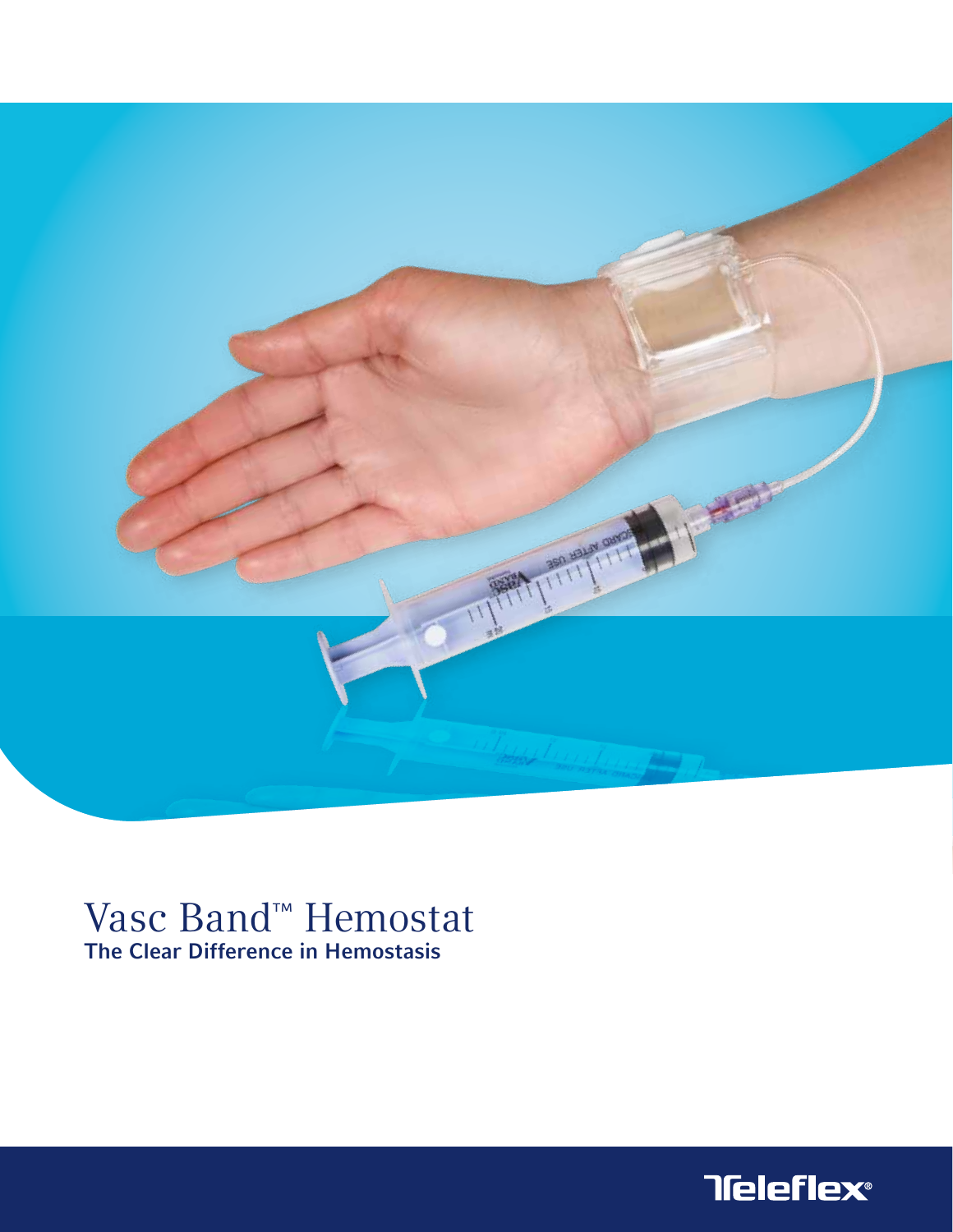# Vasc Band™ Hemostat

**The Clear Difference in Hemostasis**

Teleflex®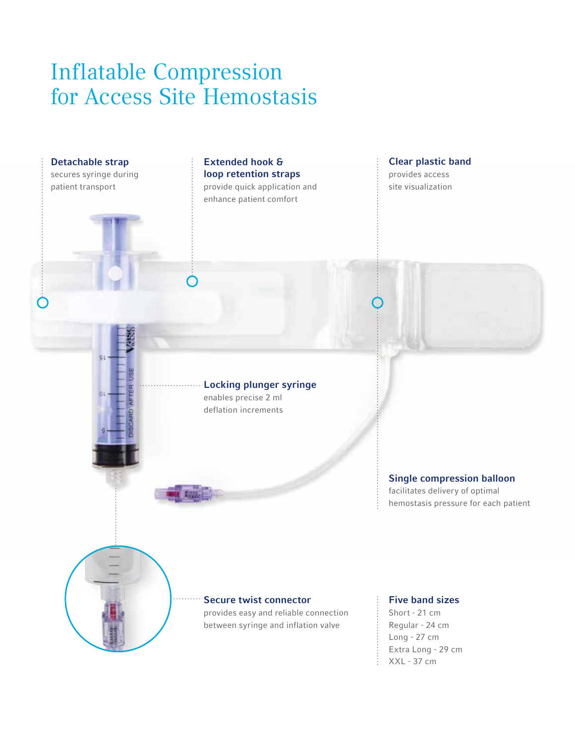# Inflatable Compression for Access Site Hemostasis

**Detachable strap**
secures syringe during patient transport

**Extended hook & loop retention straps**
provide quick application and enhance patient comfort

**Clear plastic band**
provides access site visualization

**Locking plunger syringe**
enables precise 2 ml deflation increments

**Single compression balloon**
facilitates delivery of optimal hemostasis pressure for each patient

**Secure twist connector**
provides easy and reliable connection between syringe and inflation valve

**Five band sizes**
Short - 21 cm
Regular - 24 cm
Long - 27 cm
Extra Long - 29 cm
XXL - 37 cm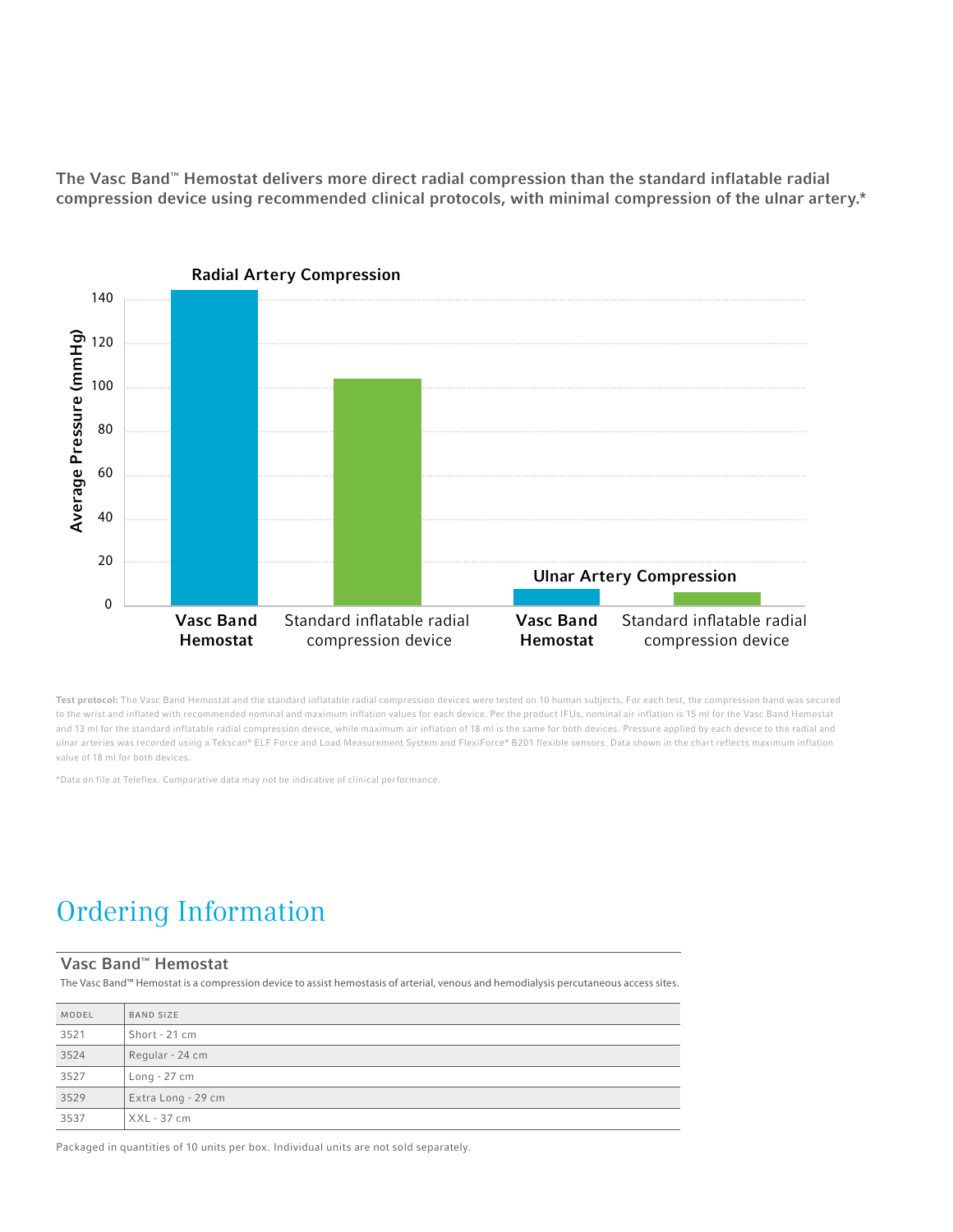**The Vasc Band™ Hemostat delivers more direct radial compression than the standard inflatable radial compression device using recommended clinical protocols, with minimal compression of the ulnar artery.***

**Radial Artery Compression**

Average Pressure (mmHg)

140
120
100
80
60
40
20
0

**Ulnar Artery Compression**

**Vasc Band Hemostat** | Standard inflatable radial compression device | **Vasc Band Hemostat** | Standard inflatable radial compression device

**Test protocol:** The Vasc Band Hemostat and the standard inflatable radial compression devices were tested on 10 human subjects. For each test, the compression band was secured to the wrist and inflated with recommended nominal and maximum inflation values for each device. Per the product IFUs, nominal air inflation is 15 ml for the Vasc Band Hemostat and 13 ml for the standard inflatable radial compression device, while maximum air inflation of 18 ml is the same for both devices. Pressure applied by each device to the radial and ulnar arteries was recorded using a Tekscan® ELF Force and Load Measurement System and FlexiForce® B201 flexible sensors. Data shown in the chart reflects maximum inflation value of 18 ml for both devices.

*Data on file at Teleflex. Comparative data may not be indicative of clinical performance.

# Ordering Information

### Vasc Band™ Hemostat

The Vasc Band™ Hemostat is a compression device to assist hemostasis of arterial, venous and hemodialysis percutaneous access sites.

| MODEL | BAND SIZE |
|---|---|
| 3521 | Short - 21 cm |
| 3524 | Regular - 24 cm |
| 3527 | Long - 27 cm |
| 3529 | Extra Long - 29 cm |
| 3537 | XXL - 37 cm |

Packaged in quantities of 10 units per box. Individual units are not sold separately.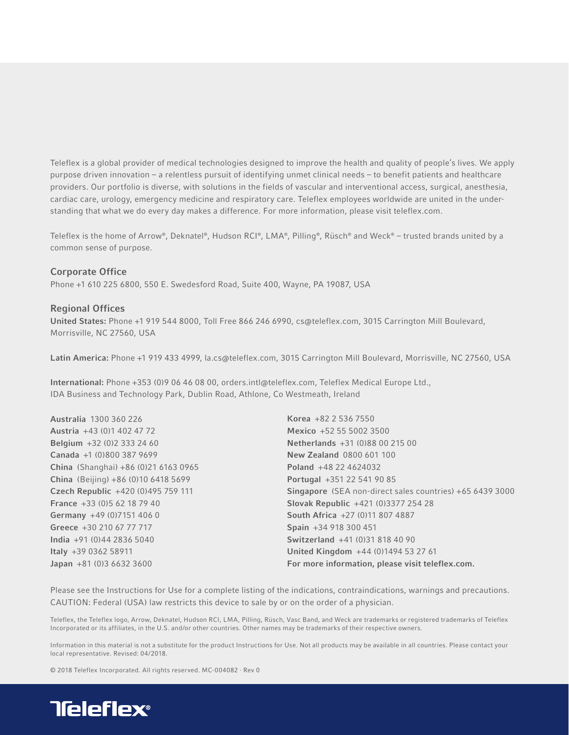Teleflex is a global provider of medical technologies designed to improve the health and quality of people's lives. We apply purpose driven innovation – a relentless pursuit of identifying unmet clinical needs – to benefit patients and healthcare providers. Our portfolio is diverse, with solutions in the fields of vascular and interventional access, surgical, anesthesia, cardiac care, urology, emergency medicine and respiratory care. Teleflex employees worldwide are united in the understanding that what we do every day makes a difference. For more information, please visit teleflex.com.

Teleflex is the home of Arrow®, Deknatel®, Hudson RCI®, LMA®, Pilling®, Rüsch® and Weck® – trusted brands united by a common sense of purpose.

## Corporate Office

Phone +1 610 225 6800, 550 E. Swedesford Road, Suite 400, Wayne, PA 19087, USA

## Regional Offices

**United States:** Phone +1 919 544 8000, Toll Free 866 246 6990, cs@teleflex.com, 3015 Carrington Mill Boulevard, Morrisville, NC 27560, USA

**Latin America:** Phone +1 919 433 4999, la.cs@teleflex.com, 3015 Carrington Mill Boulevard, Morrisville, NC 27560, USA

**International:** Phone +353 (0)9 06 46 08 00, orders.intl@teleflex.com, Teleflex Medical Europe Ltd., IDA Business and Technology Park, Dublin Road, Athlone, Co Westmeath, Ireland

**Australia** 1300 360 226
**Austria** +43 (0)1 402 47 72
**Belgium** +32 (0)2 333 24 60
**Canada** +1 (0)800 387 9699
**China** (Shanghai) +86 (0)21 6163 0965
**China** (Beijing) +86 (0)10 6418 5699
**Czech Republic** +420 (0)495 759 111
**France** +33 (0)5 62 18 79 40
**Germany** +49 (0)7151 406 0
**Greece** +30 210 67 77 717
**India** +91 (0)44 2836 5040
**Italy** +39 0362 58911
**Japan** +81 (0)3 6632 3600
**Korea** +82 2 536 7550
**Mexico** +52 55 5002 3500
**Netherlands** +31 (0)88 00 215 00
**New Zealand** 0800 601 100
**Poland** +48 22 4624032
**Portugal** +351 22 541 90 85
**Singapore** (SEA non-direct sales countries) +65 6439 3000
**Slovak Republic** +421 (0)3377 254 28
**South Africa** +27 (0)11 807 4887
**Spain** +34 918 300 451
**Switzerland** +41 (0)31 818 40 90
**United Kingdom** +44 (0)1494 53 27 61
**For more information, please visit teleflex.com.**

Please see the Instructions for Use for a complete listing of the indications, contraindications, warnings and precautions.
CAUTION: Federal (USA) law restricts this device to sale by or on the order of a physician.

Teleflex, the Teleflex logo, Arrow, Deknatel, Hudson RCI, LMA, Pilling, Rüsch, Vasc Band, and Weck are trademarks or registered trademarks of Teleflex Incorporated or its affiliates, in the U.S. and/or other countries. Other names may be trademarks of their respective owners.

Information in this material is not a substitute for the product Instructions for Use. Not all products may be available in all countries. Please contact your local representative. Revised: 04/2018.

© 2018 Teleflex Incorporated. All rights reserved. MC-004082 · Rev 0

Teleflex®